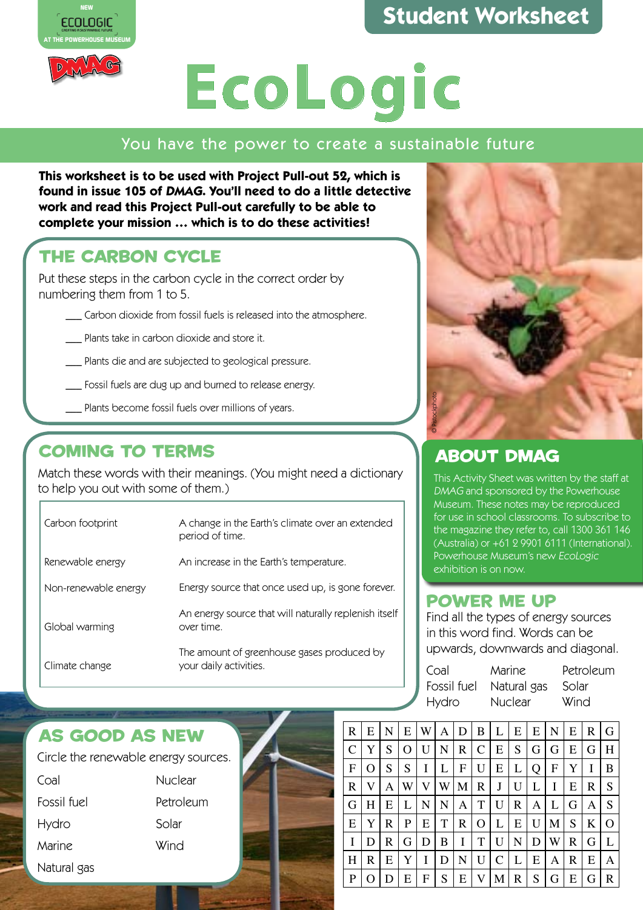NEW ECOLOGIC AT THE POWERHOUSE MUSEUM

DMAG

# Student Worksheet

# EcoLogic

You have the power to create a sustainable future

**This worksheet is to be used with Project Pull-out 52, which is found in issue 105 of *DMAG*. You'll need to do a little detective work and read this Project Pull-out carefully to be able to complete your mission … which is to do these activities!**

## THE CARBON CYCLE

Put these steps in the carbon cycle in the correct order by numbering them from 1 to 5.

___ Carbon dioxide from fossil fuels is released into the atmosphere.

___ Plants take in carbon dioxide and store it.

___ Plants die and are subjected to geological pressure.

___ Fossil fuels are dug up and burned to release energy.

___ Plants become fossil fuels over millions of years.

## COMING TO TERMS

Match these words with their meanings. (You might need a dictionary to help you out with some of them.)

| | |
|---|---|
| Carbon footprint | A change in the Earth's climate over an extended period of time. |
| Renewable energy | An increase in the Earth's temperature. |
| Non-renewable energy | Energy source that once used up, is gone forever. |
| Global warming | An energy source that will naturally replenish itself over time. |
| Climate change | The amount of greenhouse gases produced by your daily activities. |

© iStockphoto

## ABOUT DMAG

This Activity Sheet was written by the staff at *DMAG* and sponsored by the Powerhouse Museum. These notes may be reproduced for use in school classrooms. To subscribe to the magazine they refer to, call 1300 361 146 (Australia) or +61 2 9901 6111 (International). Powerhouse Museum's new *EcoLogic* exhibition is on now.

## POWER ME UP

Find all the types of energy sources in this word find. Words can be upwards, downwards and diagonal.

| | | |
|---|---|---|
| Coal | Marine | Petroleum |
| Fossil fuel | Natural gas | Solar |
| Hydro | Nuclear | Wind |

| | | | | | | | | | | | | | | |
|---|---|---|---|---|---|---|---|---|---|---|---|---|---|---|
| R | E | N | E | W | A | D | B | L | E | E | N | E | R | G |
| C | Y | S | O | U | N | R | C | E | S | G | G | E | G | H |
| F | O | S | S | I | L | F | U | E | L | Q | F | Y | I | B |
| R | V | A | W | V | W | M | R | J | U | L | I | E | R | S |
| G | H | E | L | N | N | A | T | U | R | A | L | G | A | S |
| E | Y | R | P | E | T | R | O | L | E | U | M | S | K | O |
| I | D | R | G | D | B | I | T | U | N | D | W | R | G | L |
| H | R | E | Y | I | D | N | U | C | L | E | A | R | E | A |
| P | O | D | E | F | S | E | V | M | R | S | G | E | G | R |

## AS GOOD AS NEW

Circle the renewable energy sources.

| | |
|---|---|
| Coal | Nuclear |
| Fossil fuel | Petroleum |
| Hydro | Solar |
| Marine | Wind |
| Natural gas | |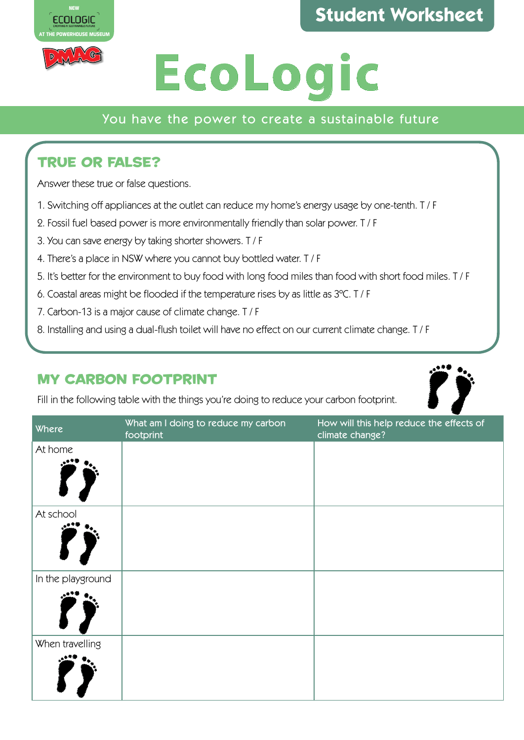NEW ECOLOGIC CREATING A SUSTAINABLE FUTURE AT THE POWERHOUSE MUSEUM

DMAG

**Student Worksheet**

# EcoLogic

You have the power to create a sustainable future

## TRUE OR FALSE?

Answer these true or false questions.

1. Switching off appliances at the outlet can reduce my home's energy usage by one-tenth. T / F
2. Fossil fuel based power is more environmentally friendly than solar power. T / F
3. You can save energy by taking shorter showers. T / F
4. There's a place in NSW where you cannot buy bottled water. T / F
5. It's better for the environment to buy food with long food miles than food with short food miles. T / F
6. Coastal areas might be flooded if the temperature rises by as little as 3°C. T / F
7. Carbon-13 is a major cause of climate change. T / F
8. Installing and using a dual-flush toilet will have no effect on our current climate change. T / F

## MY CARBON FOOTPRINT

Fill in the following table with the things you're doing to reduce your carbon footprint.

| Where | What am I doing to reduce my carbon footprint | How will this help reduce the effects of climate change? |
|---|---|---|
| At home | | |
| At school | | |
| In the playground | | |
| When travelling | | |